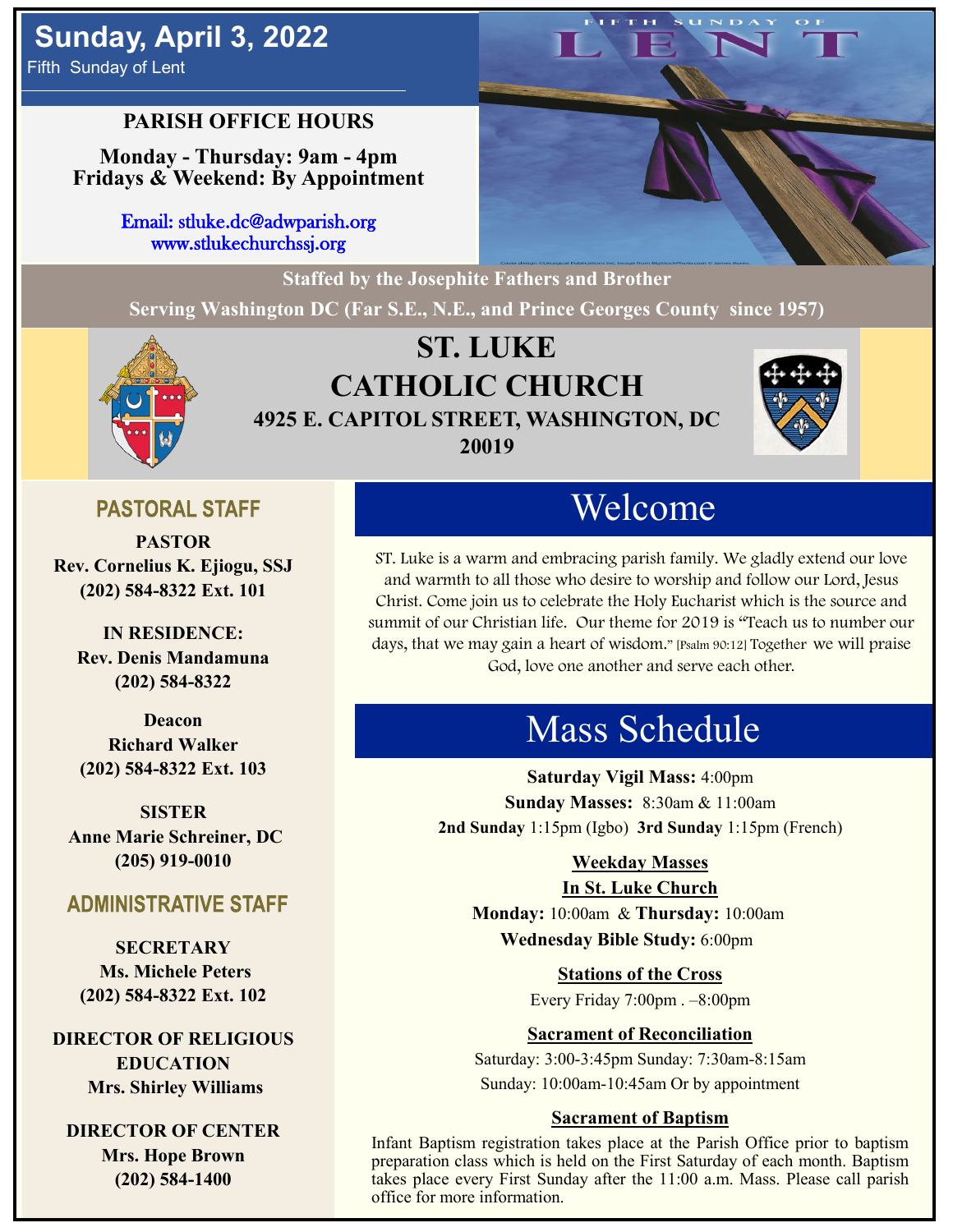# Sunday, April 3, 2022

Fifth Sunday of Lent

**PARISH OFFICE HOURS**

**Monday - Thursday: 9am - 4pm**
**Fridays & Weekend: By Appointment**

Email: stluke.dc@adwparish.org
www.stlukechurchssj.org

FIFTH SUNDAY OF LENT

Cover design ©Liturgical Publications Inc. Image from BigStockPhoto.com © James Burns.

**Staffed by the Josephite Fathers and Brother**

**Serving Washington DC (Far S.E., N.E., and Prince Georges County since 1957)**

# ST. LUKE CATHOLIC CHURCH

**4925 E. CAPITOL STREET, WASHINGTON, DC 20019**

## PASTORAL STAFF

**PASTOR**
**Rev. Cornelius K. Ejiogu, SSJ**
**(202) 584-8322 Ext. 101**

**IN RESIDENCE:**
**Rev. Denis Mandamuna**
**(202) 584-8322**

**Deacon**
**Richard Walker**
**(202) 584-8322 Ext. 103**

**SISTER**
**Anne Marie Schreiner, DC**
**(205) 919-0010**

## ADMINISTRATIVE STAFF

**SECRETARY**
**Ms. Michele Peters**
**(202) 584-8322 Ext. 102**

**DIRECTOR OF RELIGIOUS EDUCATION**
**Mrs. Shirley Williams**

**DIRECTOR OF CENTER**
**Mrs. Hope Brown**
**(202) 584-1400**

## Welcome

ST. Luke is a warm and embracing parish family. We gladly extend our love and warmth to all those who desire to worship and follow our Lord, Jesus Christ. Come join us to celebrate the Holy Eucharist which is the source and summit of our Christian life. Our theme for 2019 is "Teach us to number our days, that we may gain a heart of wisdom." [Psalm 90:12] Together we will praise God, love one another and serve each other.

## Mass Schedule

**Saturday Vigil Mass:** 4:00pm
**Sunday Masses:** 8:30am & 11:00am
**2nd Sunday** 1:15pm (Igbo) **3rd Sunday** 1:15pm (French)

**Weekday Masses**
**In St. Luke Church**
**Monday:** 10:00am & **Thursday:** 10:00am
**Wednesday Bible Study:** 6:00pm

**Stations of the Cross**
Every Friday 7:00pm . –8:00pm

**Sacrament of Reconciliation**
Saturday: 3:00-3:45pm Sunday: 7:30am-8:15am
Sunday: 10:00am-10:45am Or by appointment

**Sacrament of Baptism**

Infant Baptism registration takes place at the Parish Office prior to baptism preparation class which is held on the First Saturday of each month. Baptism takes place every First Sunday after the 11:00 a.m. Mass. Please call parish office for more information.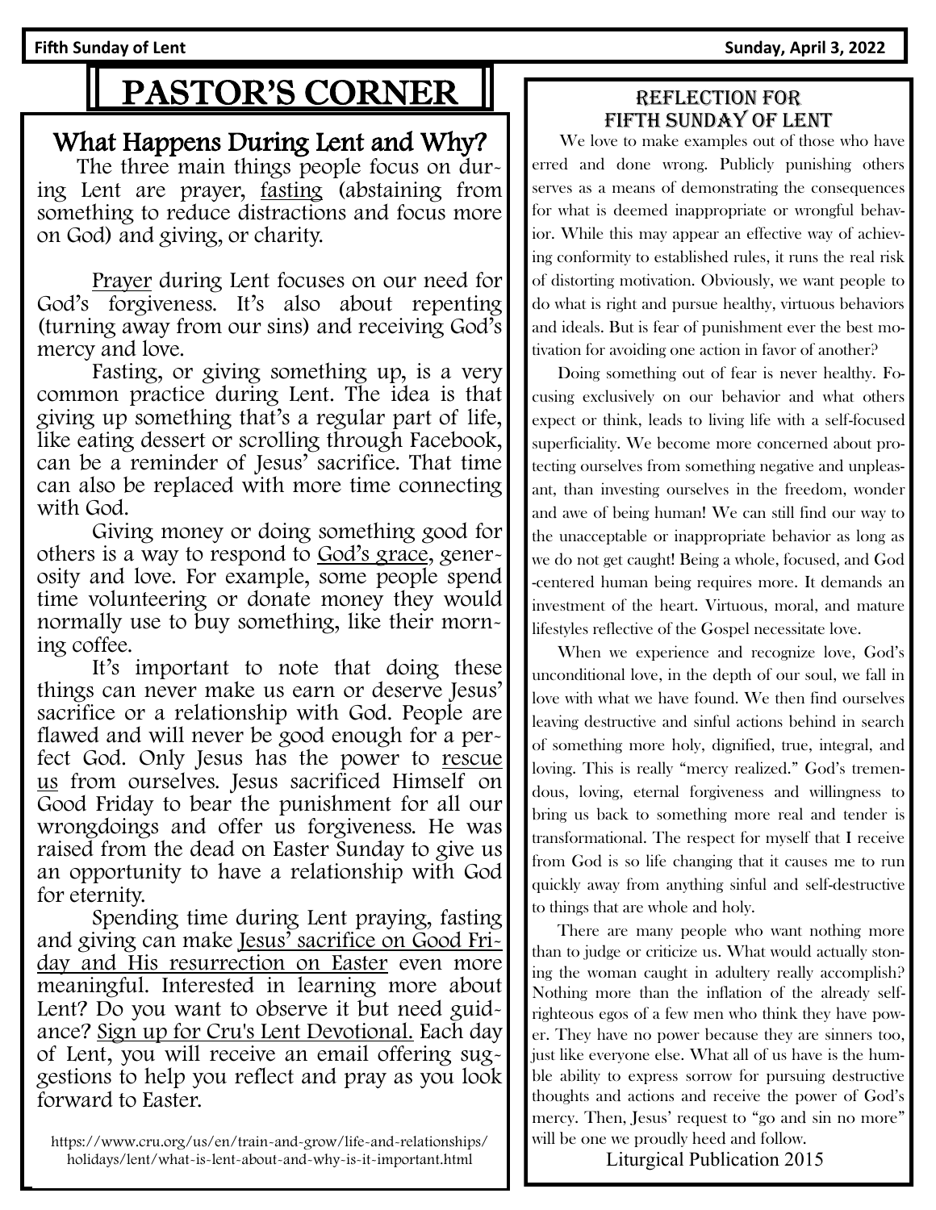# PASTOR'S CORNER

## What Happens During Lent and Why?

The three main things people focus on during Lent are prayer, fasting (abstaining from something to reduce distractions and focus more on God) and giving, or charity.

Prayer during Lent focuses on our need for God's forgiveness. It's also about repenting (turning away from our sins) and receiving God's mercy and love.

Fasting, or giving something up, is a very common practice during Lent. The idea is that giving up something that's a regular part of life, like eating dessert or scrolling through Facebook, can be a reminder of Jesus' sacrifice. That time can also be replaced with more time connecting with God.

Giving money or doing something good for others is a way to respond to God's grace, generosity and love. For example, some people spend time volunteering or donate money they would normally use to buy something, like their morning coffee.

It's important to note that doing these things can never make us earn or deserve Jesus' sacrifice or a relationship with God. People are flawed and will never be good enough for a perfect God. Only Jesus has the power to rescue us from ourselves. Jesus sacrificed Himself on Good Friday to bear the punishment for all our wrongdoings and offer us forgiveness. He was raised from the dead on Easter Sunday to give us an opportunity to have a relationship with God for eternity.

Spending time during Lent praying, fasting and giving can make Jesus' sacrifice on Good Friday and His resurrection on Easter even more meaningful. Interested in learning more about Lent? Do you want to observe it but need guidance? Sign up for Cru's Lent Devotional. Each day of Lent, you will receive an email offering suggestions to help you reflect and pray as you look forward to Easter.

https://www.cru.org/us/en/train-and-grow/life-and-relationships/holidays/lent/what-is-lent-about-and-why-is-it-important.html

## Reflection for Fifth Sunday of Lent

We love to make examples out of those who have erred and done wrong. Publicly punishing others serves as a means of demonstrating the consequences for what is deemed inappropriate or wrongful behavior. While this may appear an effective way of achieving conformity to established rules, it runs the real risk of distorting motivation. Obviously, we want people to do what is right and pursue healthy, virtuous behaviors and ideals. But is fear of punishment ever the best motivation for avoiding one action in favor of another?

Doing something out of fear is never healthy. Focusing exclusively on our behavior and what others expect or think, leads to living life with a self-focused superficiality. We become more concerned about protecting ourselves from something negative and unpleasant, than investing ourselves in the freedom, wonder and awe of being human! We can still find our way to the unacceptable or inappropriate behavior as long as we do not get caught! Being a whole, focused, and God-centered human being requires more. It demands an investment of the heart. Virtuous, moral, and mature lifestyles reflective of the Gospel necessitate love.

When we experience and recognize love, God's unconditional love, in the depth of our soul, we fall in love with what we have found. We then find ourselves leaving destructive and sinful actions behind in search of something more holy, dignified, true, integral, and loving. This is really "mercy realized." God's tremendous, loving, eternal forgiveness and willingness to bring us back to something more real and tender is transformational. The respect for myself that I receive from God is so life changing that it causes me to run quickly away from anything sinful and self-destructive to things that are whole and holy.

There are many people who want nothing more than to judge or criticize us. What would actually stoning the woman caught in adultery really accomplish? Nothing more than the inflation of the already self-righteous egos of a few men who think they have power. They have no power because they are sinners too, just like everyone else. What all of us have is the humble ability to express sorrow for pursuing destructive thoughts and actions and receive the power of God's mercy. Then, Jesus' request to "go and sin no more" will be one we proudly heed and follow.

Liturgical Publication 2015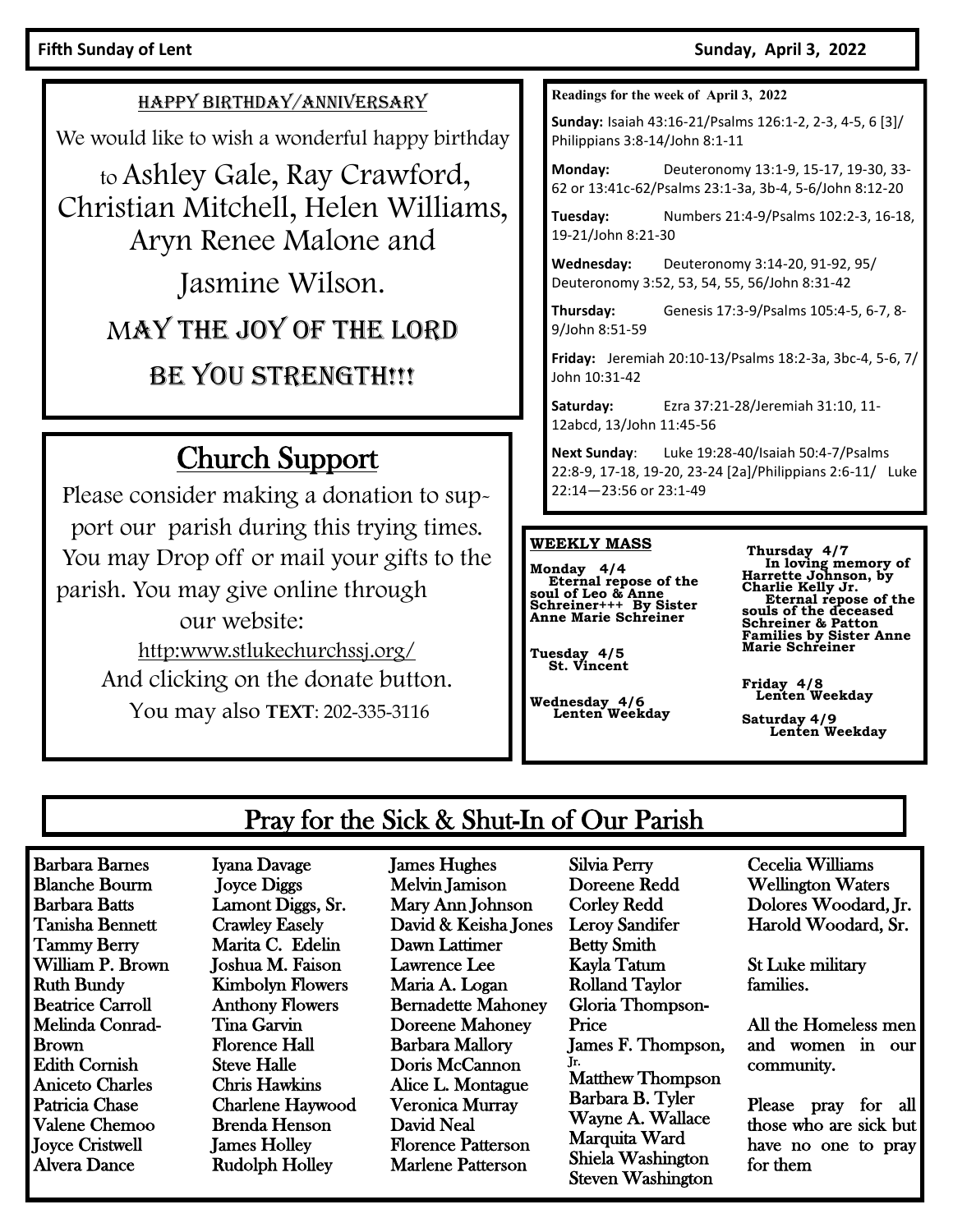**Fifth Sunday of Lent** **Sunday, April 3, 2022**

## Happy Birthday/Anniversary

We would like to wish a wonderful happy birthday to Ashley Gale, Ray Crawford, Christian Mitchell, Helen Williams, Aryn Renee Malone and Jasmine Wilson.

MAY THE JOY OF THE LORD BE YOU STRENGTH!!!

## Church Support

Please consider making a donation to support our parish during this trying times. You may Drop off or mail your gifts to the parish. You may give online through our website:

http:www.stlukechurchssj.org/

And clicking on the donate button.

You may also **TEXT**: 202-335-3116

**Readings for the week of April 3, 2022**

**Sunday:** Isaiah 43:16-21/Psalms 126:1-2, 2-3, 4-5, 6 [3]/ Philippians 3:8-14/John 8:1-11

**Monday:** Deuteronomy 13:1-9, 15-17, 19-30, 33-62 or 13:41c-62/Psalms 23:1-3a, 3b-4, 5-6/John 8:12-20

**Tuesday:** Numbers 21:4-9/Psalms 102:2-3, 16-18, 19-21/John 8:21-30

**Wednesday:** Deuteronomy 3:14-20, 91-92, 95/ Deuteronomy 3:52, 53, 54, 55, 56/John 8:31-42

**Thursday:** Genesis 17:3-9/Psalms 105:4-5, 6-7, 8-9/John 8:51-59

**Friday:** Jeremiah 20:10-13/Psalms 18:2-3a, 3bc-4, 5-6, 7/ John 10:31-42

**Saturday:** Ezra 37:21-28/Jeremiah 31:10, 11-12abcd, 13/John 11:45-56

**Next Sunday**: Luke 19:28-40/Isaiah 50:4-7/Psalms 22:8-9, 17-18, 19-20, 23-24 [2a]/Philippians 2:6-11/ Luke 22:14—23:56 or 23:1-49

**WEEKLY MASS**

**Monday 4/4**
Eternal repose of the soul of Leo & Anne Schreiner+++ By Sister Anne Marie Schreiner

**Tuesday 4/5**
St. Vincent

**Wednesday 4/6**
Lenten Weekday

**Thursday 4/7**
In loving memory of Harrette Johnson, by Charlie Kelly Jr.
Eternal repose of the souls of the deceased Schreiner & Patton Families by Sister Anne Marie Schreiner

**Friday 4/8**
Lenten Weekday

**Saturday 4/9**
Lenten Weekday

## Pray for the Sick & Shut-In of Our Parish

Barbara Barnes
Blanche Bourm
Barbara Batts
Tanisha Bennett
Tammy Berry
William P. Brown
Ruth Bundy
Beatrice Carroll
Melinda Conrad-Brown
Edith Cornish
Aniceto Charles
Patricia Chase
Valene Chemoo
Joyce Cristwell
Alvera Dance
Iyana Davage
Joyce Diggs
Lamont Diggs, Sr.
Crawley Easely
Marita C. Edelin
Joshua M. Faison
Kimbolyn Flowers
Anthony Flowers
Tina Garvin
Florence Hall
Steve Halle
Chris Hawkins
Charlene Haywood
Brenda Henson
James Holley
Rudolph Holley
James Hughes
Melvin Jamison
Mary Ann Johnson
David & Keisha Jones
Dawn Lattimer
Lawrence Lee
Maria A. Logan
Bernadette Mahoney
Doreene Mahoney
Barbara Mallory
Doris McCannon
Alice L. Montague
Veronica Murray
David Neal
Florence Patterson
Marlene Patterson
Silvia Perry
Doreene Redd
Corley Redd
Leroy Sandifer
Betty Smith
Kayla Tatum
Rolland Taylor
Gloria Thompson-Price
James F. Thompson, Jr.
Matthew Thompson
Barbara B. Tyler
Wayne A. Wallace
Marquita Ward
Shiela Washington
Steven Washington
Cecelia Williams
Wellington Waters
Dolores Woodard, Jr.
Harold Woodard, Sr.

St Luke military families.

All the Homeless men and women in our community.

Please pray for all those who are sick but have no one to pray for them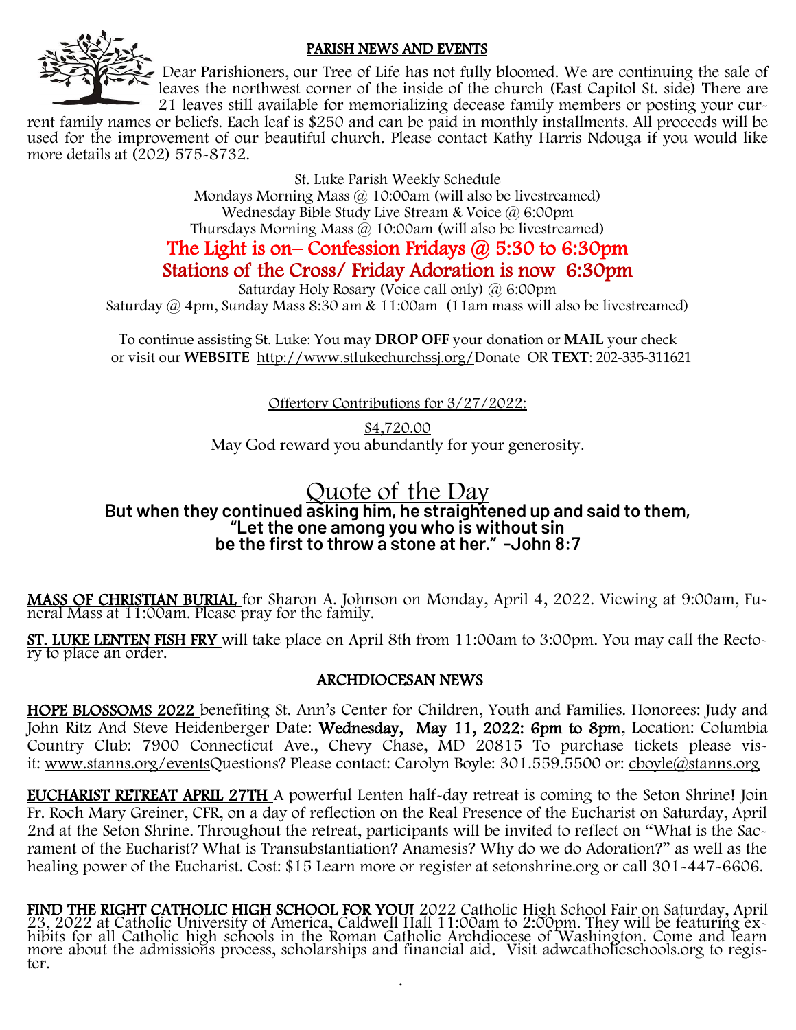## PARISH NEWS AND EVENTS

Dear Parishioners, our Tree of Life has not fully bloomed. We are continuing the sale of leaves the northwest corner of the inside of the church (East Capitol St. side) There are 21 leaves still available for memorializing decease family members or posting your current family names or beliefs. Each leaf is $250 and can be paid in monthly installments. All proceeds will be used for the improvement of our beautiful church. Please contact Kathy Harris Ndouga if you would like more details at (202) 575-8732.

St. Luke Parish Weekly Schedule
Mondays Morning Mass @ 10:00am (will also be livestreamed)
Wednesday Bible Study Live Stream & Voice @ 6:00pm
Thursdays Morning Mass @ 10:00am (will also be livestreamed)

**The Light is on– Confession Fridays @ 5:30 to 6:30pm**
**Stations of the Cross/ Friday Adoration is now 6:30pm**

Saturday Holy Rosary (Voice call only) @ 6:00pm
Saturday @ 4pm, Sunday Mass 8:30 am & 11:00am (11am mass will also be livestreamed)

To continue assisting St. Luke: You may **DROP OFF** your donation or **MAIL** your check or visit our **WEBSITE** http://www.stlukechurchssj.org/Donate OR **TEXT**: 202-335-311621

Offertory Contributions for 3/27/2022:

$4,720.00
May God reward you abundantly for your generosity.

## Quote of the Day

**But when they continued asking him, he straightened up and said to them, "Let the one among you who is without sin be the first to throw a stone at her." -John 8:7**

**MASS OF CHRISTIAN BURIAL** for Sharon A. Johnson on Monday, April 4, 2022. Viewing at 9:00am, Funeral Mass at 11:00am. Please pray for the family.

**ST. LUKE LENTEN FISH FRY** will take place on April 8th from 11:00am to 3:00pm. You may call the Rectory to place an order.

## ARCHDIOCESAN NEWS

**HOPE BLOSSOMS 2022** benefiting St. Ann's Center for Children, Youth and Families. Honorees: Judy and John Ritz And Steve Heidenberger Date: **Wednesday, May 11, 2022: 6pm to 8pm**, Location: Columbia Country Club: 7900 Connecticut Ave., Chevy Chase, MD 20815 To purchase tickets please visit: www.stanns.org/eventsQuestions? Please contact: Carolyn Boyle: 301.559.5500 or: cboyle@stanns.org

**EUCHARIST RETREAT APRIL 27TH** A powerful Lenten half-day retreat is coming to the Seton Shrine! Join Fr. Roch Mary Greiner, CFR, on a day of reflection on the Real Presence of the Eucharist on Saturday, April 2nd at the Seton Shrine. Throughout the retreat, participants will be invited to reflect on "What is the Sacrament of the Eucharist? What is Transubstantiation? Anamesis? Why do we do Adoration?" as well as the healing power of the Eucharist. Cost: $15 Learn more or register at setonshrine.org or call 301-447-6606.

**FIND THE RIGHT CATHOLIC HIGH SCHOOL FOR YOU!** 2022 Catholic High School Fair on Saturday, April 23, 2022 at Catholic University of America, Caldwell Hall 11:00am to 2:00pm. They will be featuring exhibits for all Catholic high schools in the Roman Catholic Archdiocese of Washington. Come and learn more about the admissions process, scholarships and financial aid. Visit adwcatholicschools.org to register.